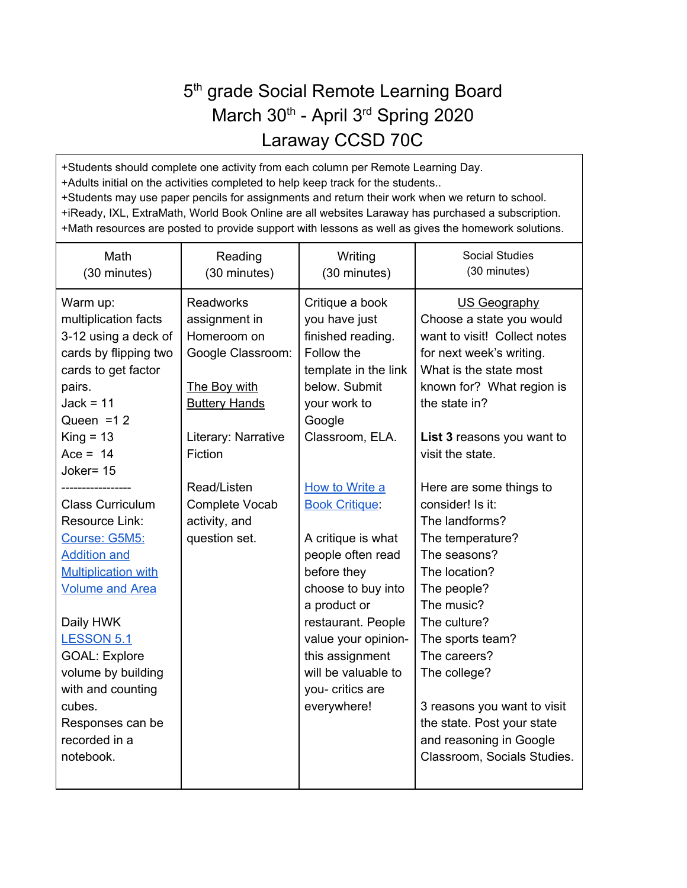# 5th grade Social Remote Learning Board
# March 30th - April 3rd Spring 2020
# Laraway CCSD 70C

+Students should complete one activity from each column per Remote Learning Day.
+Adults initial on the activities completed to help keep track for the students..
+Students may use paper pencils for assignments and return their work when we return to school.
+iReady, IXL, ExtraMath, World Book Online are all websites Laraway has purchased a subscription.
+Math resources are posted to provide support with lessons as well as gives the homework solutions.

| Math (30 minutes) | Reading (30 minutes) | Writing (30 minutes) | Social Studies (30 minutes) |
|---|---|---|---|
| Warm up: multiplication facts 3-12 using a deck of cards by flipping two cards to get factor pairs.<br>Jack = 11<br>Queen =1 2<br>King = 13<br>Ace = 14<br>Joker= 15<br>-----------------<br>Class Curriculum Resource Link: Course: G5M5: Addition and Multiplication with Volume and Area<br><br>Daily HWK<br>LESSON 5.1<br>GOAL: Explore volume by building with and counting cubes.<br>Responses can be recorded in a notebook. | Readworks assignment in Homeroom on Google Classroom:<br><br>The Boy with Buttery Hands<br><br>Literary: Narrative Fiction<br><br>Read/Listen Complete Vocab activity, and question set. | Critique a book you have just finished reading. Follow the template in the link below. Submit your work to Google Classroom, ELA.<br><br>How to Write a Book Critique:<br><br>A critique is what people often read before they choose to buy into a product or restaurant. People value your opinion- this assignment will be valuable to you- critics are everywhere! | US Geography<br>Choose a state you would want to visit! Collect notes for next week's writing. What is the state most known for? What region is the state in?<br><br>**List 3** reasons you want to visit the state.<br><br>Here are some things to consider! Is it:<br>The landforms?<br>The temperature?<br>The seasons?<br>The location?<br>The people?<br>The music?<br>The culture?<br>The sports team?<br>The careers?<br>The college?<br><br>3 reasons you want to visit the state. Post your state and reasoning in Google Classroom, Socials Studies. |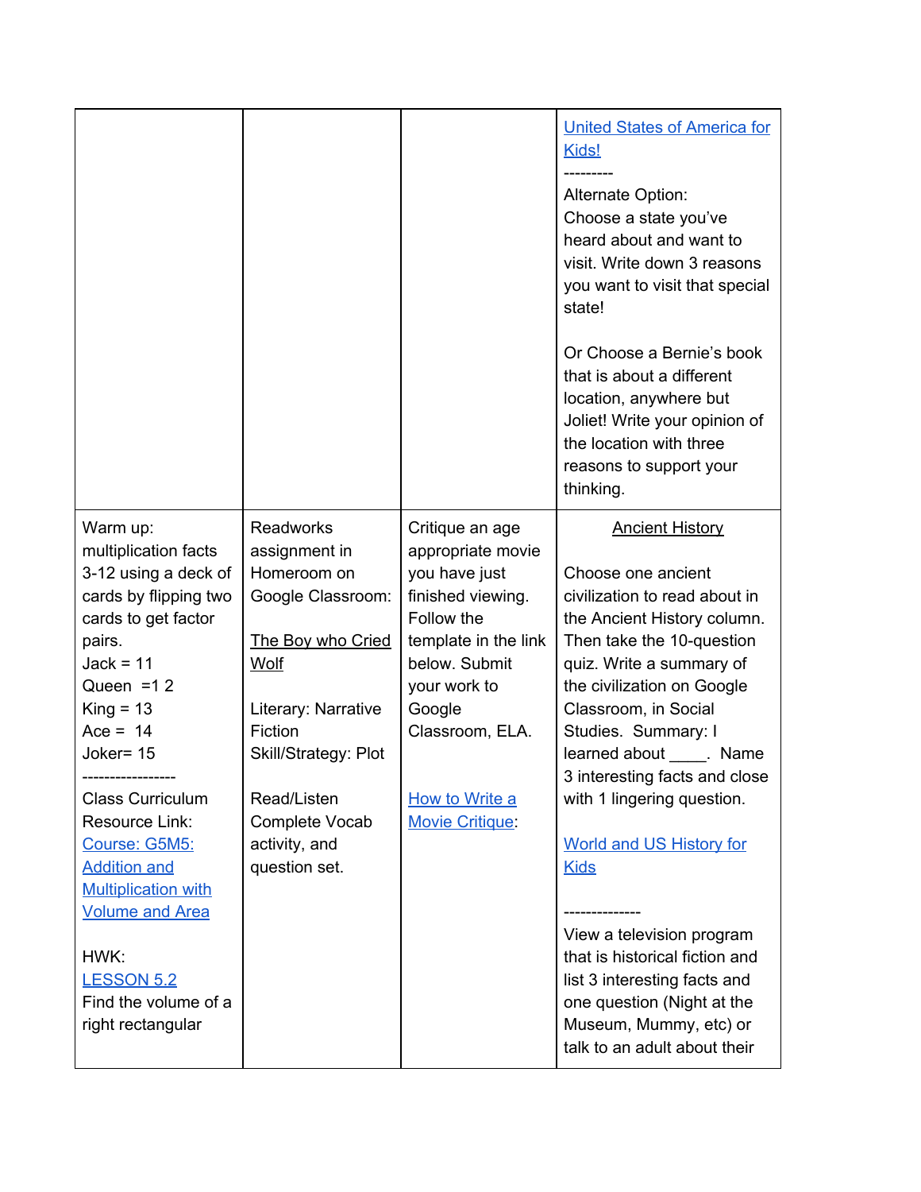| | | | |
|---|---|---|---|
| | | | United States of America for Kids!<br>---------<br>Alternate Option:<br>Choose a state you've heard about and want to visit. Write down 3 reasons you want to visit that special state!<br><br>Or Choose a Bernie's book that is about a different location, anywhere but Joliet! Write your opinion of the location with three reasons to support your thinking. |
| Warm up: multiplication facts 3-12 using a deck of cards by flipping two cards to get factor pairs.<br>Jack = 11<br>Queen =1 2<br>King = 13<br>Ace = 14<br>Joker= 15<br>-----------------<br>Class Curriculum Resource Link: Course: G5M5: Addition and Multiplication with Volume and Area<br><br>HWK:<br>LESSON 5.2<br>Find the volume of a right rectangular | Readworks assignment in Homeroom on Google Classroom:<br><br>The Boy who Cried Wolf<br><br>Literary: Narrative Fiction<br>Skill/Strategy: Plot<br><br>Read/Listen<br>Complete Vocab activity, and question set. | Critique an age appropriate movie you have just finished viewing. Follow the template in the link below. Submit your work to Google Classroom, ELA.<br><br>How to Write a Movie Critique: | Ancient History<br><br>Choose one ancient civilization to read about in the Ancient History column. Then take the 10-question quiz. Write a summary of the civilization on Google Classroom, in Social Studies. Summary: I learned about ____. Name 3 interesting facts and close with 1 lingering question.<br><br>World and US History for Kids<br><br>--------------<br>View a television program that is historical fiction and list 3 interesting facts and one question (Night at the Museum, Mummy, etc) or talk to an adult about their |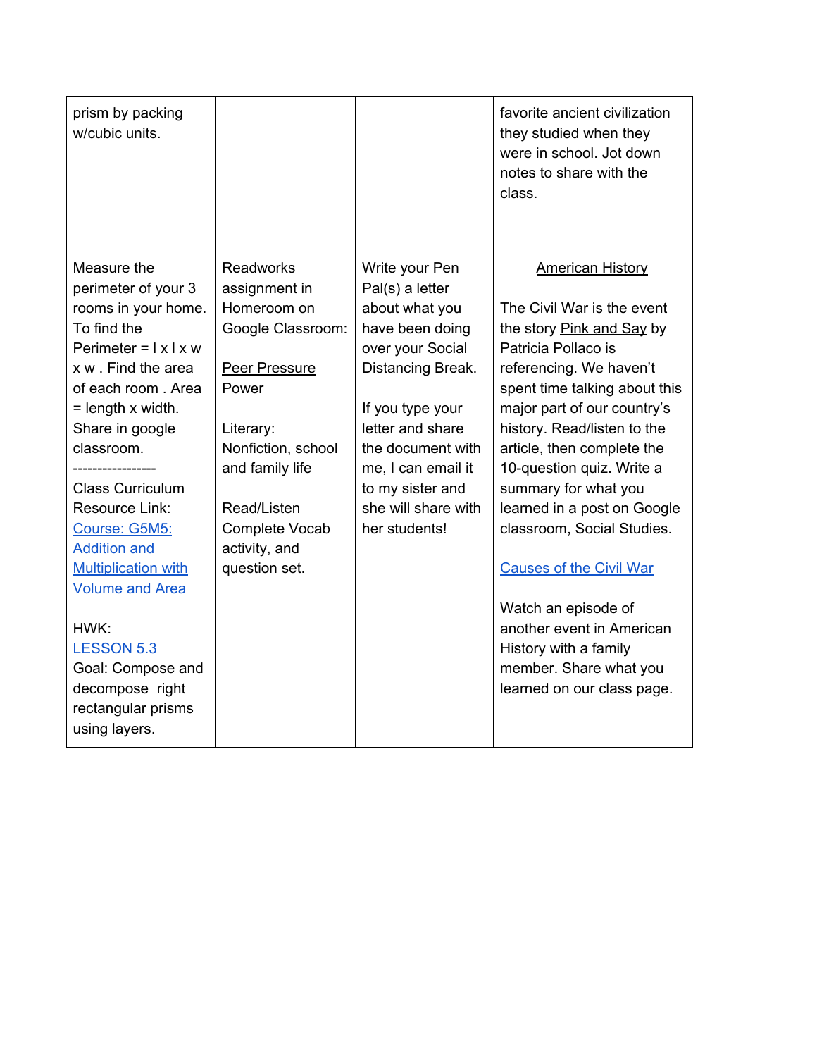| prism by packing w/cubic units. | | | favorite ancient civilization they studied when they were in school. Jot down notes to share with the class. |
|---|---|---|---|
| Measure the perimeter of your 3 rooms in your home. To find the Perimeter = l x l x w x w . Find the area of each room . Area = length x width. Share in google classroom.<br>-----------------<br>Class Curriculum Resource Link: Course: G5M5: Addition and Multiplication with Volume and Area<br><br>HWK:<br>LESSON 5.3<br>Goal: Compose and decompose right rectangular prisms using layers. | Readworks assignment in Homeroom on Google Classroom:<br><br>Peer Pressure Power<br><br>Literary: Nonfiction, school and family life<br><br>Read/Listen Complete Vocab activity, and question set. | Write your Pen Pal(s) a letter about what you have been doing over your Social Distancing Break.<br><br>If you type your letter and share the document with me, I can email it to my sister and she will share with her students! | American History<br><br>The Civil War is the event the story Pink and Say by Patricia Pollaco is referencing. We haven't spent time talking about this major part of our country's history. Read/listen to the article, then complete the 10-question quiz. Write a summary for what you learned in a post on Google classroom, Social Studies.<br><br>Causes of the Civil War<br><br>Watch an episode of another event in American History with a family member. Share what you learned on our class page. |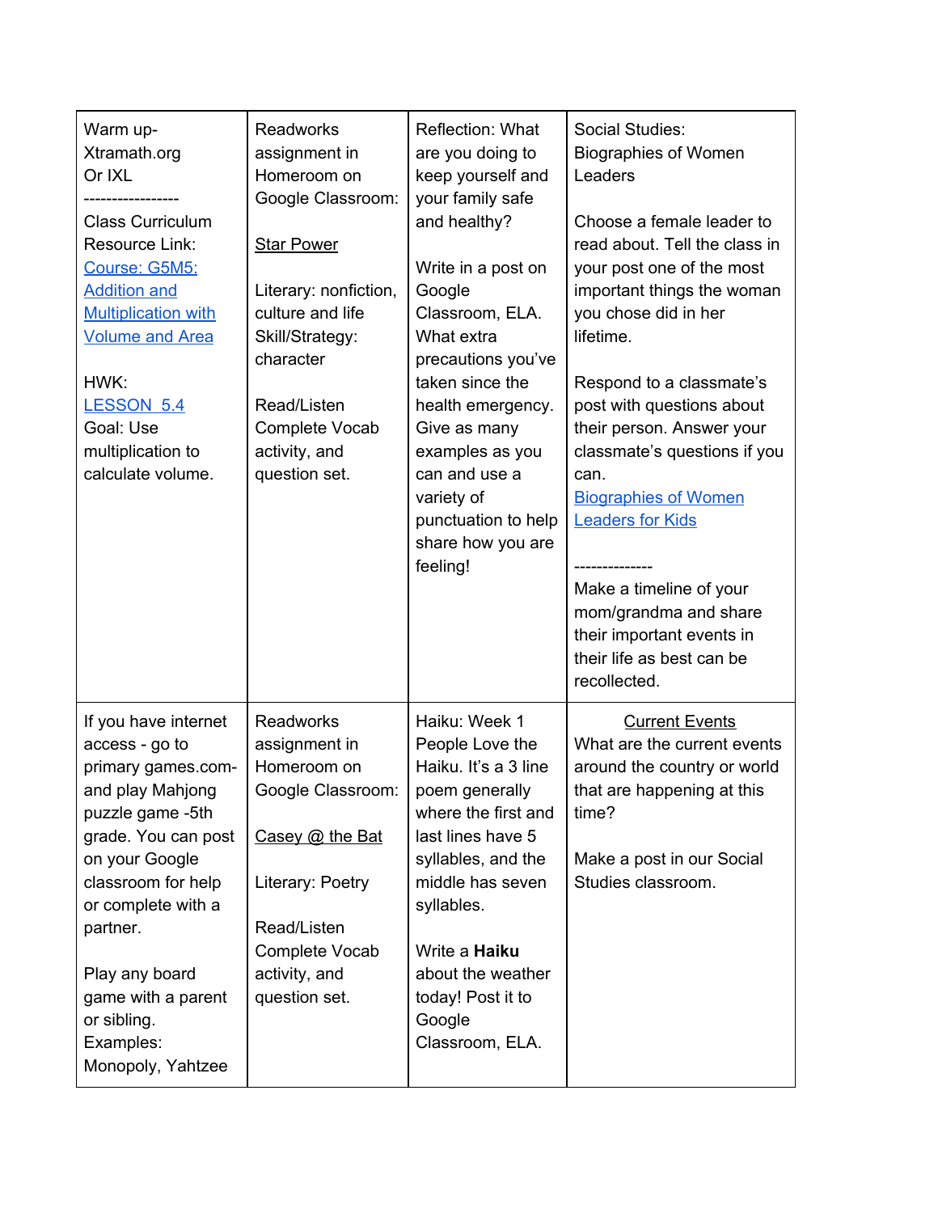| Warm up-<br>Xtramath.org<br>Or IXL<br>-----------------<br>Class Curriculum Resource Link:<br>Course: G5M5: Addition and Multiplication with Volume and Area<br><br>HWK:<br>LESSON 5.4<br>Goal: Use multiplication to calculate volume. | Readworks assignment in Homeroom on Google Classroom:<br><br>Star Power<br><br>Literary: nonfiction, culture and life<br>Skill/Strategy: character<br><br>Read/Listen<br>Complete Vocab activity, and question set. | Reflection: What are you doing to keep yourself and your family safe and healthy?<br><br>Write in a post on Google Classroom, ELA. What extra precautions you've taken since the health emergency. Give as many examples as you can and use a variety of punctuation to help share how you are feeling! | Social Studies: Biographies of Women Leaders<br><br>Choose a female leader to read about. Tell the class in your post one of the most important things the woman you chose did in her lifetime.<br><br>Respond to a classmate's post with questions about their person. Answer your classmate's questions if you can.<br>Biographies of Women Leaders for Kids<br><br>--------------<br>Make a timeline of your mom/grandma and share their important events in their life as best can be recollected. |
|---|---|---|---|
| If you have internet access - go to primary games.com- and play Mahjong puzzle game -5th grade. You can post on your Google classroom for help or complete with a partner.<br><br>Play any board game with a parent or sibling.<br>Examples:<br>Monopoly, Yahtzee | Readworks assignment in Homeroom on Google Classroom:<br><br>Casey @ the Bat<br><br>Literary: Poetry<br><br>Read/Listen<br>Complete Vocab activity, and question set. | Haiku: Week 1<br>People Love the Haiku. It's a 3 line poem generally where the first and last lines have 5 syllables, and the middle has seven syllables.<br><br>Write a **Haiku** about the weather today! Post it to Google Classroom, ELA. | Current Events<br>What are the current events around the country or world that are happening at this time?<br><br>Make a post in our Social Studies classroom. |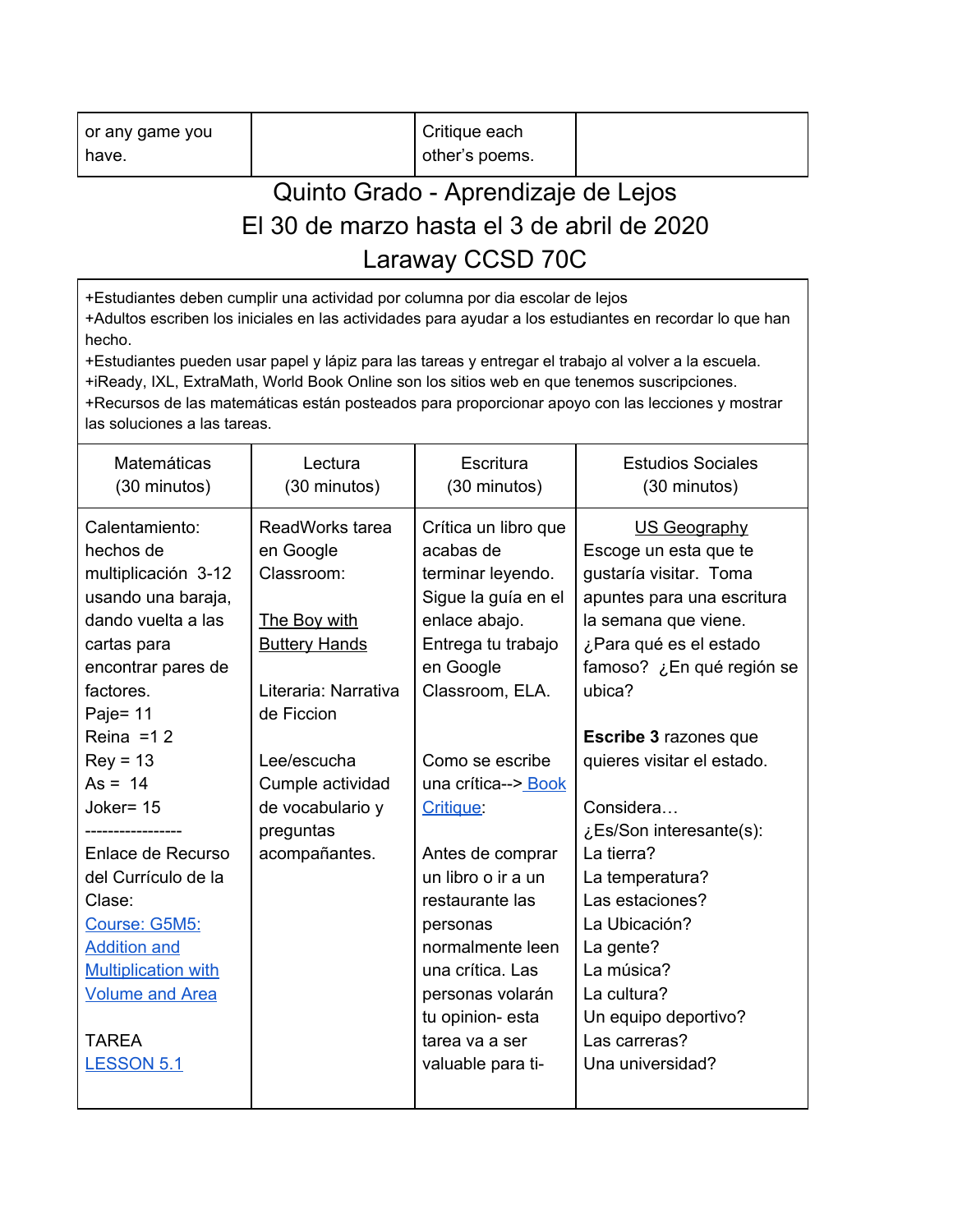| or any game you have. | | Critique each other's poems. | |
|---|---|---|---|

# Quinto Grado - Aprendizaje de Lejos
## El 30 de marzo hasta el 3 de abril de 2020
## Laraway CCSD 70C

+Estudiantes deben cumplir una actividad por columna por dia escolar de lejos
+Adultos escriben los iniciales en las actividades para ayudar a los estudiantes en recordar lo que han hecho.
+Estudiantes pueden usar papel y lápiz para las tareas y entregar el trabajo al volver a la escuela.
+iReady, IXL, ExtraMath, World Book Online son los sitios web en que tenemos suscripciones.
+Recursos de las matemáticas están posteados para proporcionar apoyo con las lecciones y mostrar las soluciones a las tareas.

| Matemáticas (30 minutos) | Lectura (30 minutos) | Escritura (30 minutos) | Estudios Sociales (30 minutos) |
|---|---|---|---|
| Calentamiento: hechos de multiplicación 3-12 usando una baraja, dando vuelta a las cartas para encontrar pares de factores.<br>Paje= 11<br>Reina =1 2<br>Rey = 13<br>As = 14<br>Joker= 15<br>-----------------<br>Enlace de Recurso del Currículo de la Clase:<br>Course: G5M5: Addition and Multiplication with Volume and Area<br><br>TAREA<br>LESSON 5.1 | ReadWorks tarea en Google Classroom:<br><br>The Boy with Buttery Hands<br><br>Literaria: Narrativa de Ficcion<br><br>Lee/escucha Cumple actividad de vocabulario y preguntas acompañantes. | Crítica un libro que acabas de terminar leyendo. Sigue la guía en el enlace abajo. Entrega tu trabajo en Google Classroom, ELA.<br><br>Como se escribe una crítica--> Book Critique:<br><br>Antes de comprar un libro o ir a un restaurante las personas normalmente leen una crítica. Las personas volarán tu opinion- esta tarea va a ser valuable para ti- | US Geography<br>Escoge un esta que te gustaría visitar. Toma apuntes para una escritura la semana que viene.<br>¿Para qué es el estado famoso? ¿En qué región se ubica?<br><br>**Escribe 3** razones que quieres visitar el estado.<br><br>Considera…<br>¿Es/Son interesante(s):<br>La tierra?<br>La temperatura?<br>Las estaciones?<br>La Ubicación?<br>La gente?<br>La música?<br>La cultura?<br>Un equipo deportivo?<br>Las carreras?<br>Una universidad? |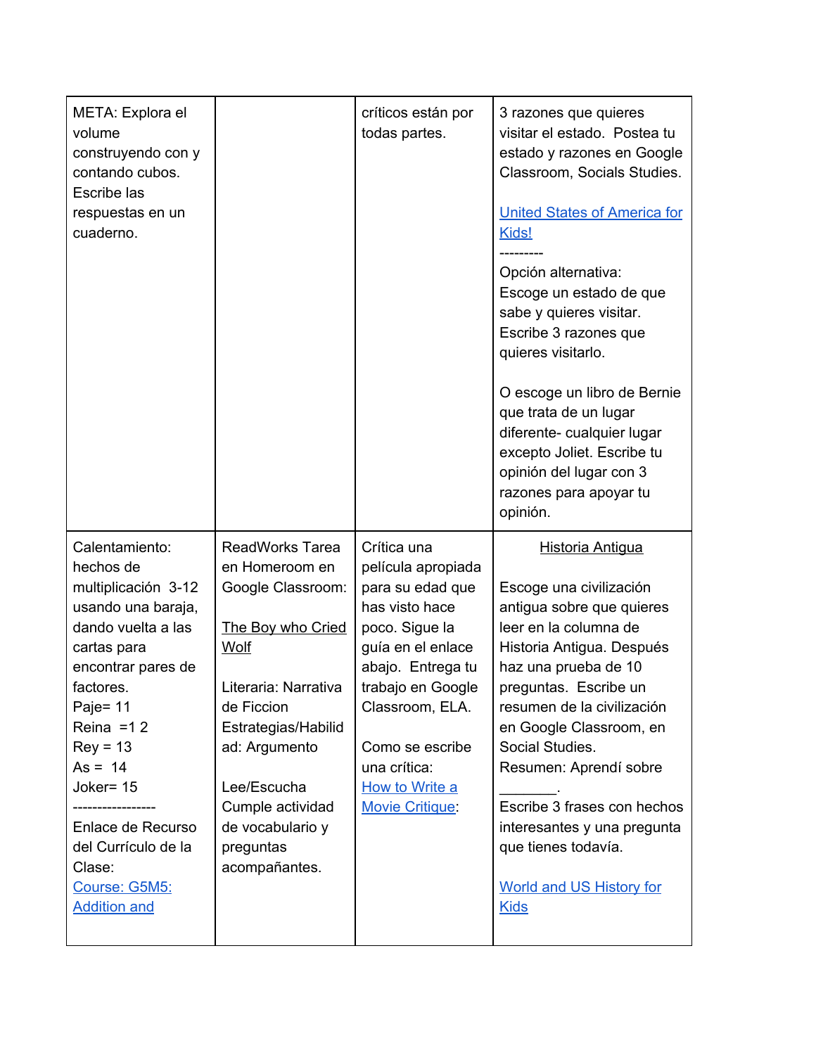| | | | |
|---|---|---|---|
| META: Explora el volume construyendo con y contando cubos. Escribe las respuestas en un cuaderno. | | críticos están por todas partes. | 3 razones que quieres visitar el estado. Postea tu estado y razones en Google Classroom, Socials Studies.<br><br>United States of America for Kids!<br>---------<br>Opción alternativa:<br>Escoge un estado de que sabe y quieres visitar. Escribe 3 razones que quieres visitarlo.<br><br>O escoge un libro de Bernie que trata de un lugar diferente- cualquier lugar excepto Joliet. Escribe tu opinión del lugar con 3 razones para apoyar tu opinión. |
| Calentamiento: hechos de multiplicación 3-12 usando una baraja, dando vuelta a las cartas para encontrar pares de factores.<br>Paje= 11<br>Reina =1 2<br>Rey = 13<br>As = 14<br>Joker= 15<br>-----------------<br>Enlace de Recurso del Currículo de la Clase:<br>Course: G5M5: Addition and | ReadWorks Tarea en Homeroom en Google Classroom:<br><br>The Boy who Cried Wolf<br><br>Literaria: Narrativa de Ficcion<br>Estrategias/Habilidad: Argumento<br><br>Lee/Escucha<br>Cumple actividad de vocabulario y preguntas acompañantes. | Crítica una película apropiada para su edad que has visto hace poco. Sigue la guía en el enlace abajo. Entrega tu trabajo en Google Classroom, ELA.<br><br>Como se escribe una crítica:<br>How to Write a Movie Critique: | Historia Antigua<br><br>Escoge una civilización antigua sobre que quieres leer en la columna de Historia Antigua. Después haz una prueba de 10 preguntas. Escribe un resumen de la civilización en Google Classroom, en Social Studies.<br>Resumen: Aprendí sobre _______.<br>Escribe 3 frases con hechos interesantes y una pregunta que tienes todavía.<br><br>World and US History for Kids |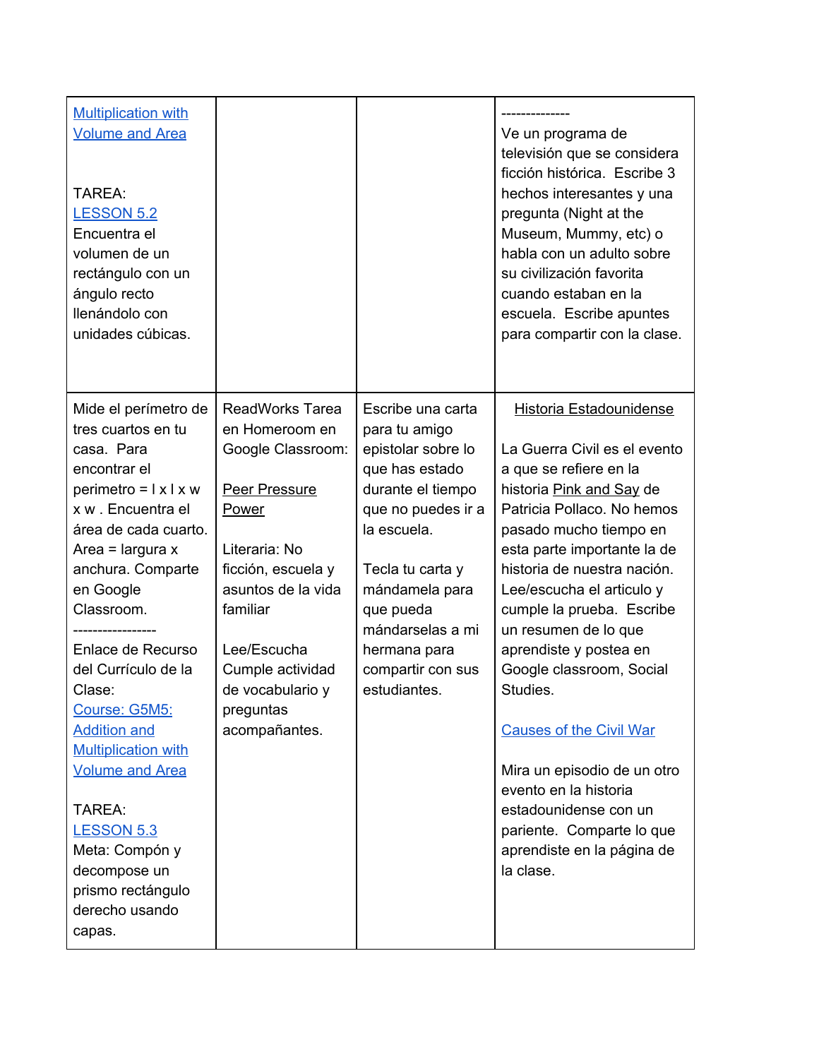| | | | |
|---|---|---|---|
| Multiplication with Volume and Area<br><br>TAREA:<br>LESSON 5.2<br>Encuentra el volumen de un rectángulo con un ángulo recto llenándolo con unidades cúbicas. | | | --------------<br>Ve un programa de televisión que se considera ficción histórica. Escribe 3 hechos interesantes y una pregunta (Night at the Museum, Mummy, etc) o habla con un adulto sobre su civilización favorita cuando estaban en la escuela. Escribe apuntes para compartir con la clase. |
| Mide el perímetro de tres cuartos en tu casa. Para encontrar el perimetro = l x l x w x w . Encuentra el área de cada cuarto. Area = largura x anchura. Comparte en Google Classroom.<br>-----------------<br>Enlace de Recurso del Currículo de la Clase:<br>Course: G5M5: Addition and Multiplication with Volume and Area<br><br>TAREA:<br>LESSON 5.3<br>Meta: Compón y decompose un prismo rectángulo derecho usando capas. | ReadWorks Tarea en Homeroom en Google Classroom:<br><br>Peer Pressure Power<br><br>Literaria: No ficción, escuela y asuntos de la vida familiar<br><br>Lee/Escucha Cumple actividad de vocabulario y preguntas acompañantes. | Escribe una carta para tu amigo epistolar sobre lo que has estado durante el tiempo que no puedes ir a la escuela.<br><br>Tecla tu carta y mándamela para que pueda mándarselas a mi hermana para compartir con sus estudiantes. | Historia Estadounidense<br><br>La Guerra Civil es el evento a que se refiere en la historia Pink and Say de Patricia Pollaco. No hemos pasado mucho tiempo en esta parte importante la de historia de nuestra nación. Lee/escucha el articulo y cumple la prueba. Escribe un resumen de lo que aprendiste y postea en Google classroom, Social Studies.<br><br>Causes of the Civil War<br><br>Mira un episodio de un otro evento en la historia estadounidense con un pariente. Comparte lo que aprendiste en la página de la clase. |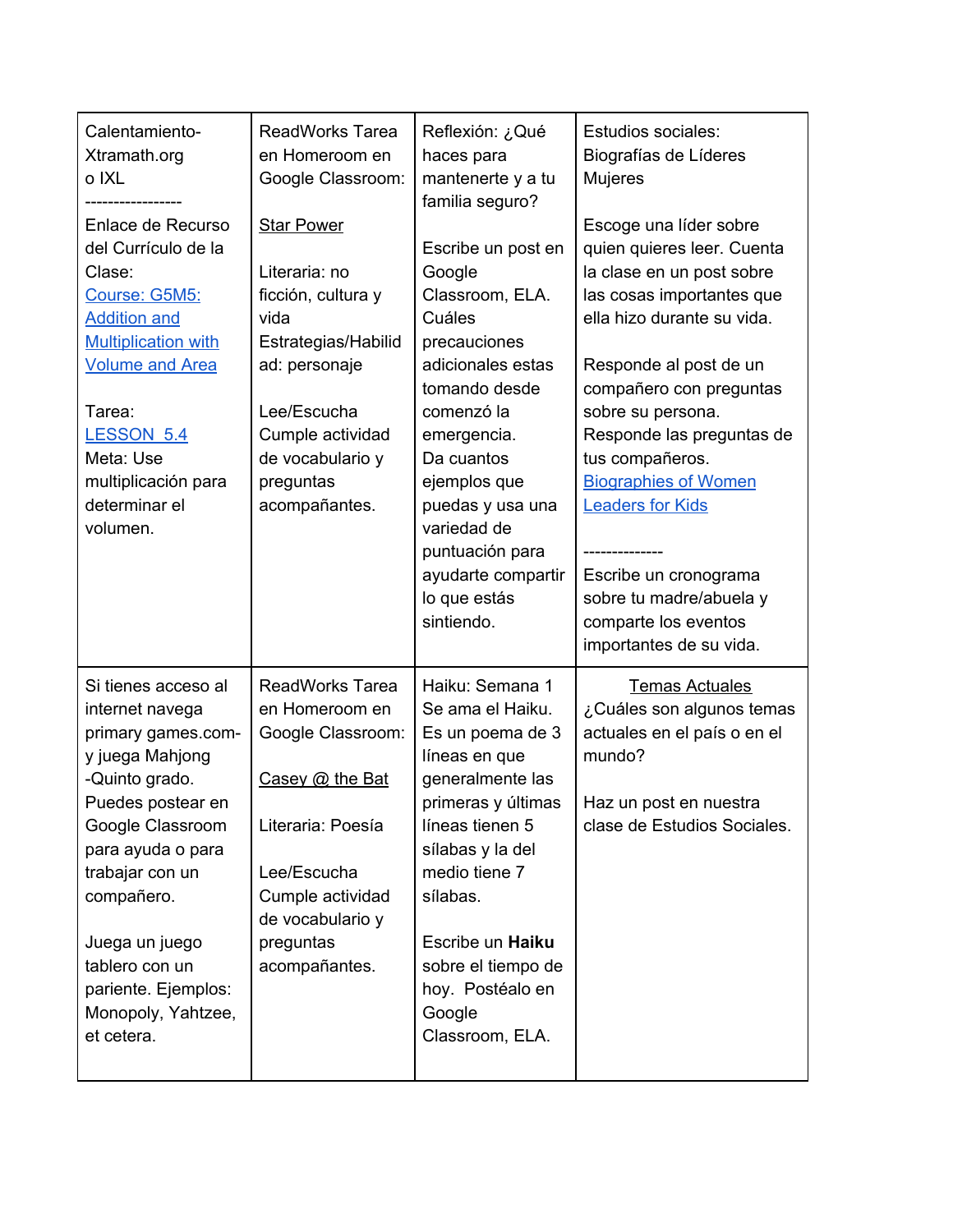| Calentamiento-Xtramath.org o IXL<br>-----------------<br>Enlace de Recurso del Currículo de la Clase:<br>Course: G5M5: Addition and Multiplication with Volume and Area<br><br>Tarea:<br>LESSON 5.4<br>Meta: Use multiplicación para determinar el volumen. | ReadWorks Tarea en Homeroom en Google Classroom:<br><br>Star Power<br><br>Literaria: no ficción, cultura y vida<br>Estrategias/Habilidad: personaje<br><br>Lee/Escucha Cumple actividad de vocabulario y preguntas acompañantes. | Reflexión: ¿Qué haces para mantenerte y a tu familia seguro?<br><br>Escribe un post en Google Classroom, ELA. Cuáles precauciones adicionales estas tomando desde comenzó la emergencia. Da cuantos ejemplos que puedas y usa una variedad de puntuación para ayudarte compartir lo que estás sintiendo. | Estudios sociales: Biografías de Líderes Mujeres<br><br>Escoge una líder sobre quien quieres leer. Cuenta la clase en un post sobre las cosas importantes que ella hizo durante su vida.<br><br>Responde al post de un compañero con preguntas sobre su persona. Responde las preguntas de tus compañeros.<br>Biographies of Women Leaders for Kids<br><br>--------------<br>Escribe un cronograma sobre tu madre/abuela y comparte los eventos importantes de su vida. |
|---|---|---|---|
| Si tienes acceso al internet navega primary games.com- y juega Mahjong -Quinto grado. Puedes postear en Google Classroom para ayuda o para trabajar con un compañero.<br><br>Juega un juego tablero con un pariente. Ejemplos: Monopoly, Yahtzee, et cetera. | ReadWorks Tarea en Homeroom en Google Classroom:<br><br>Casey @ the Bat<br><br>Literaria: Poesía<br><br>Lee/Escucha Cumple actividad de vocabulario y preguntas acompañantes. | Haiku: Semana 1<br>Se ama el Haiku. Es un poema de 3 líneas en que generalmente las primeras y últimas líneas tienen 5 sílabas y la del medio tiene 7 sílabas.<br><br>Escribe un **Haiku** sobre el tiempo de hoy. Postéalo en Google Classroom, ELA. | Temas Actuales<br>¿Cuáles son algunos temas actuales en el país o en el mundo?<br><br>Haz un post en nuestra clase de Estudios Sociales. |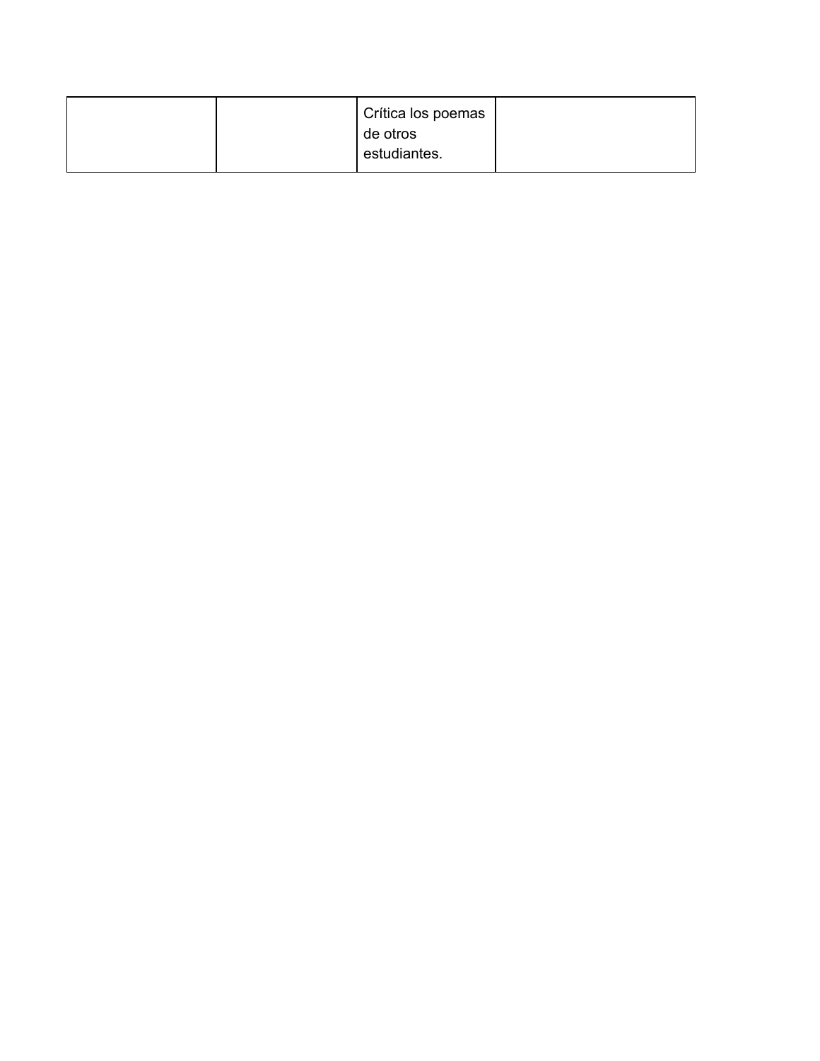| | | | |
|---|---|---|---|
| | | Crítica los poemas de otros estudiantes. | |